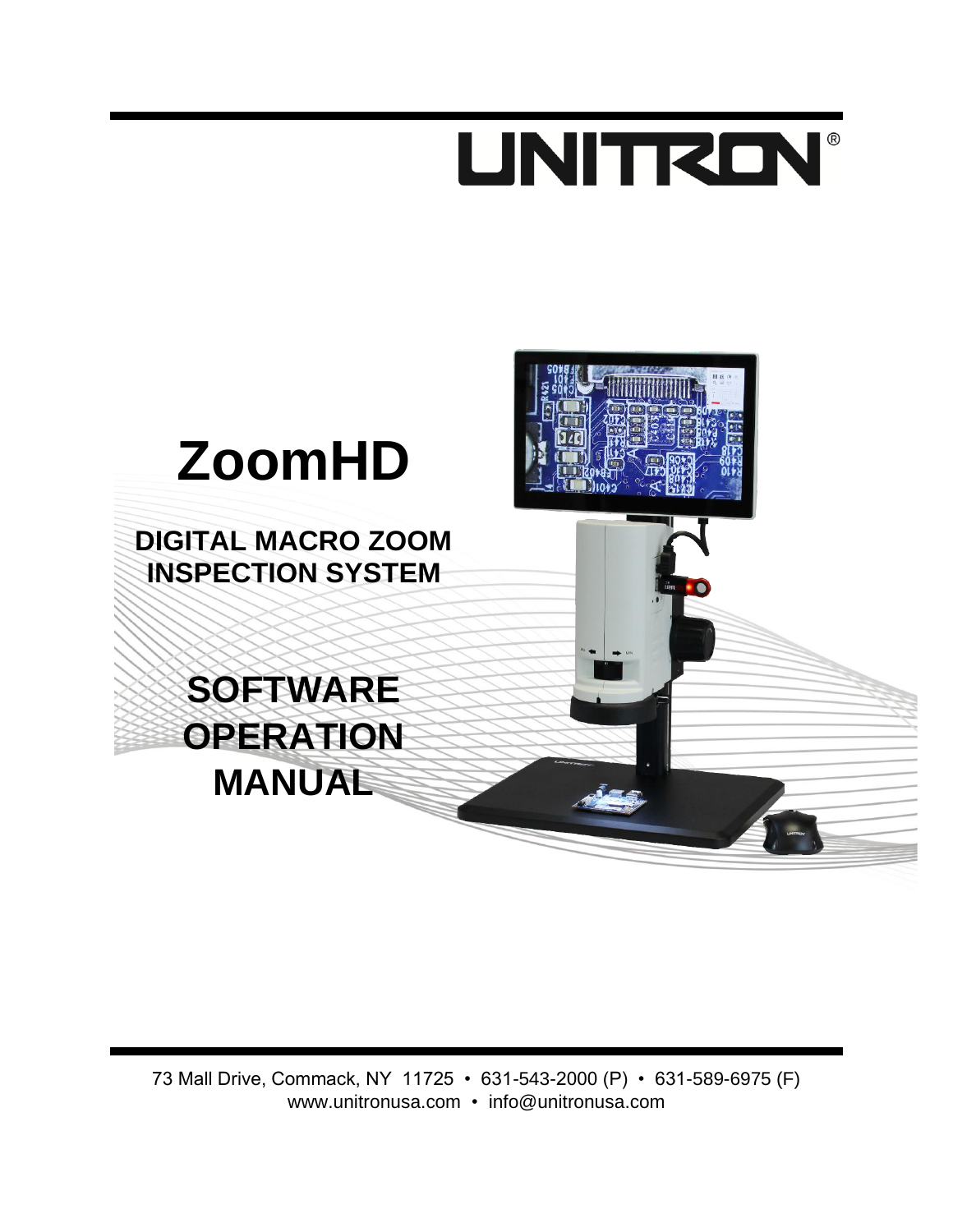UNITRON®

# ZoomHD

## DIGITAL MACRO ZOOM INSPECTION SYSTEM

## SOFTWARE OPERATION MANUAL

73 Mall Drive, Commack, NY 11725 • 631-543-2000 (P) • 631-589-6975 (F)
www.unitronusa.com • info@unitronusa.com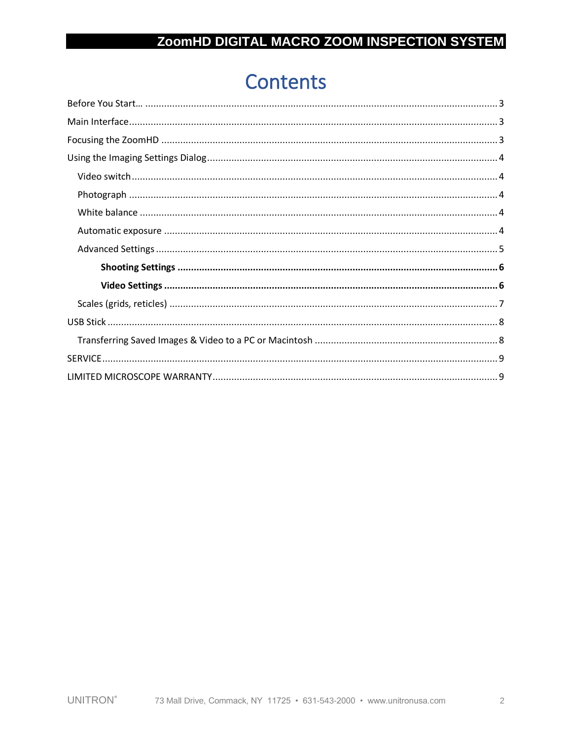# Contents

Before You Start… 3

Main Interface 3

Focusing the ZoomHD 3

Using the Imaging Settings Dialog 4

- Video switch 4
- Photograph 4
- White balance 4
- Automatic exposure 4
- Advanced Settings 5
  - **Shooting Settings 6**
  - **Video Settings 6**
- Scales (grids, reticles) 7

USB Stick 8

- Transferring Saved Images & Video to a PC or Macintosh 8

SERVICE 9

LIMITED MICROSCOPE WARRANTY 9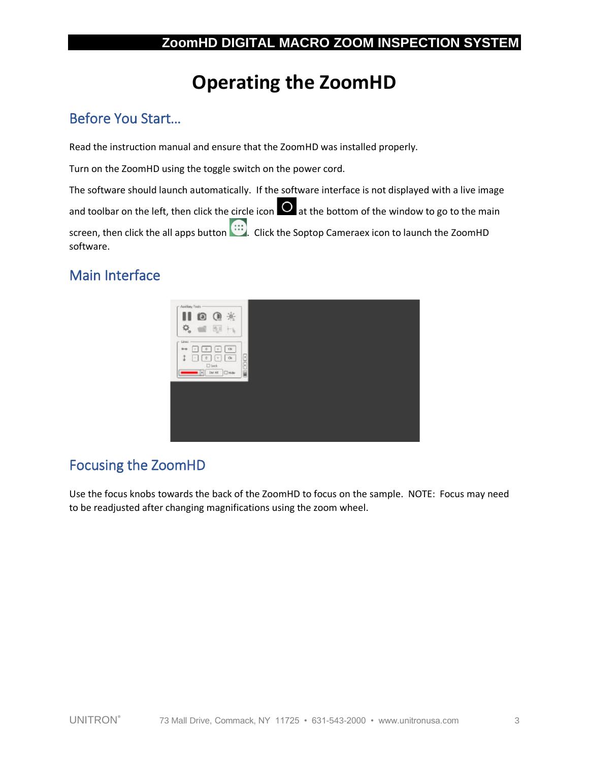# Operating the ZoomHD

## Before You Start…

Read the instruction manual and ensure that the ZoomHD was installed properly.

Turn on the ZoomHD using the toggle switch on the power cord.

The software should launch automatically. If the software interface is not displayed with a live image and toolbar on the left, then click the circle icon at the bottom of the window to go to the main screen, then click the all apps button. Click the Soptop Cameraex icon to launch the ZoomHD software.

## Main Interface

## Focusing the ZoomHD

Use the focus knobs towards the back of the ZoomHD to focus on the sample. NOTE: Focus may need to be readjusted after changing magnifications using the zoom wheel.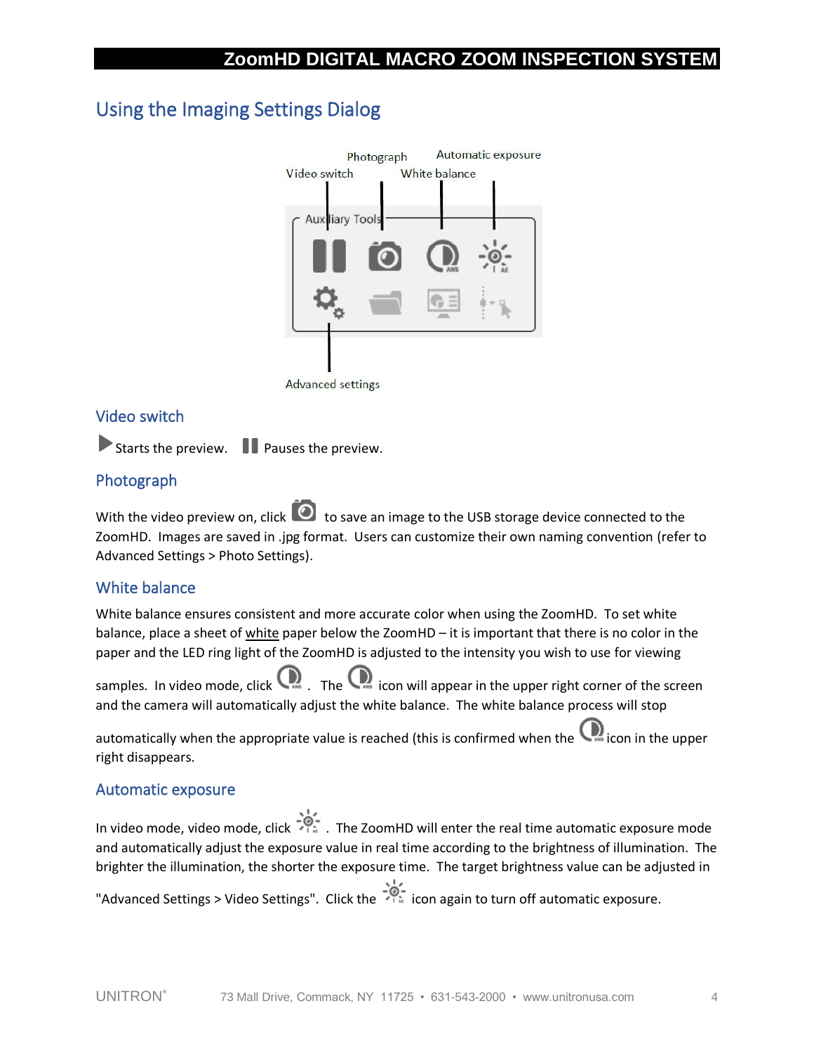## Using the Imaging Settings Dialog

Photograph   Automatic exposure
Video switch   White balance

Auxiliary Tools

Advanced settings

### Video switch

Starts the preview.   Pauses the preview.

### Photograph

With the video preview on, click  to save an image to the USB storage device connected to the ZoomHD. Images are saved in .jpg format. Users can customize their own naming convention (refer to Advanced Settings > Photo Settings).

### White balance

White balance ensures consistent and more accurate color when using the ZoomHD. To set white balance, place a sheet of <u>white</u> paper below the ZoomHD – it is important that there is no color in the paper and the LED ring light of the ZoomHD is adjusted to the intensity you wish to use for viewing samples. In video mode, click . The  icon will appear in the upper right corner of the screen and the camera will automatically adjust the white balance. The white balance process will stop automatically when the appropriate value is reached (this is confirmed when the  icon in the upper right disappears.

### Automatic exposure

In video mode, video mode, click . The ZoomHD will enter the real time automatic exposure mode and automatically adjust the exposure value in real time according to the brightness of illumination. The brighter the illumination, the shorter the exposure time. The target brightness value can be adjusted in "Advanced Settings > Video Settings". Click the  icon again to turn off automatic exposure.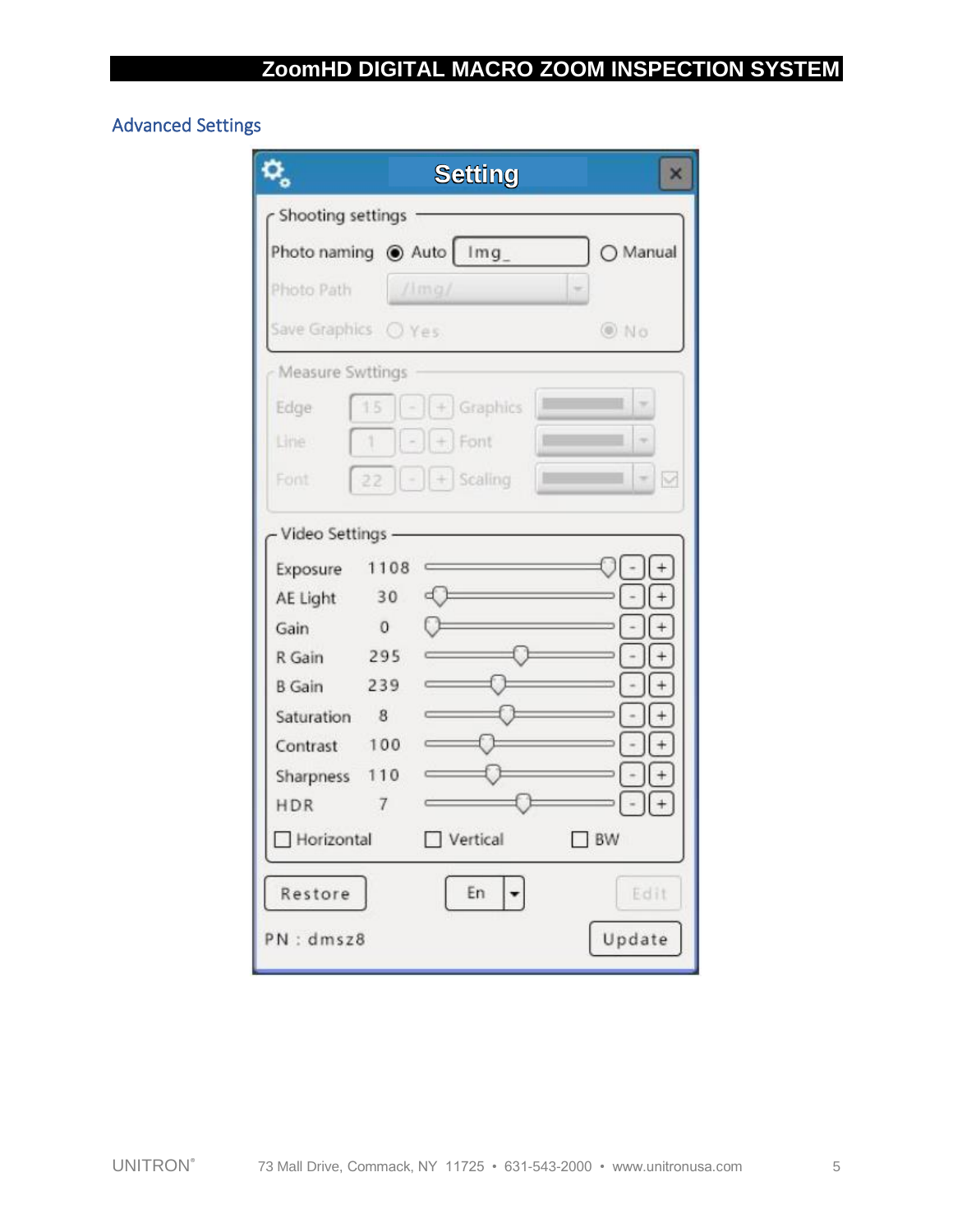## Advanced Settings

**Setting**

Shooting settings

Photo naming ◉ Auto Img_ ○ Manual

Photo Path /Img/

Save Graphics ○ Yes ◉ No

Measure Swttings

| | | | | |
|---|---|---|---|---|
| Edge | 15 | - + | Graphics | |
| Line | 1 | - + | Font | |
| Font | 22 | - + | Scaling | |

Video Settings

| Setting | Value |
|---|---|
| Exposure | 1108 |
| AE Light | 30 |
| Gain | 0 |
| R Gain | 295 |
| B Gain | 239 |
| Saturation | 8 |
| Contrast | 100 |
| Sharpness | 110 |
| HDR | 7 |

☐ Horizontal ☐ Vertical ☐ BW

Restore En Edit

PN : dmsz8 Update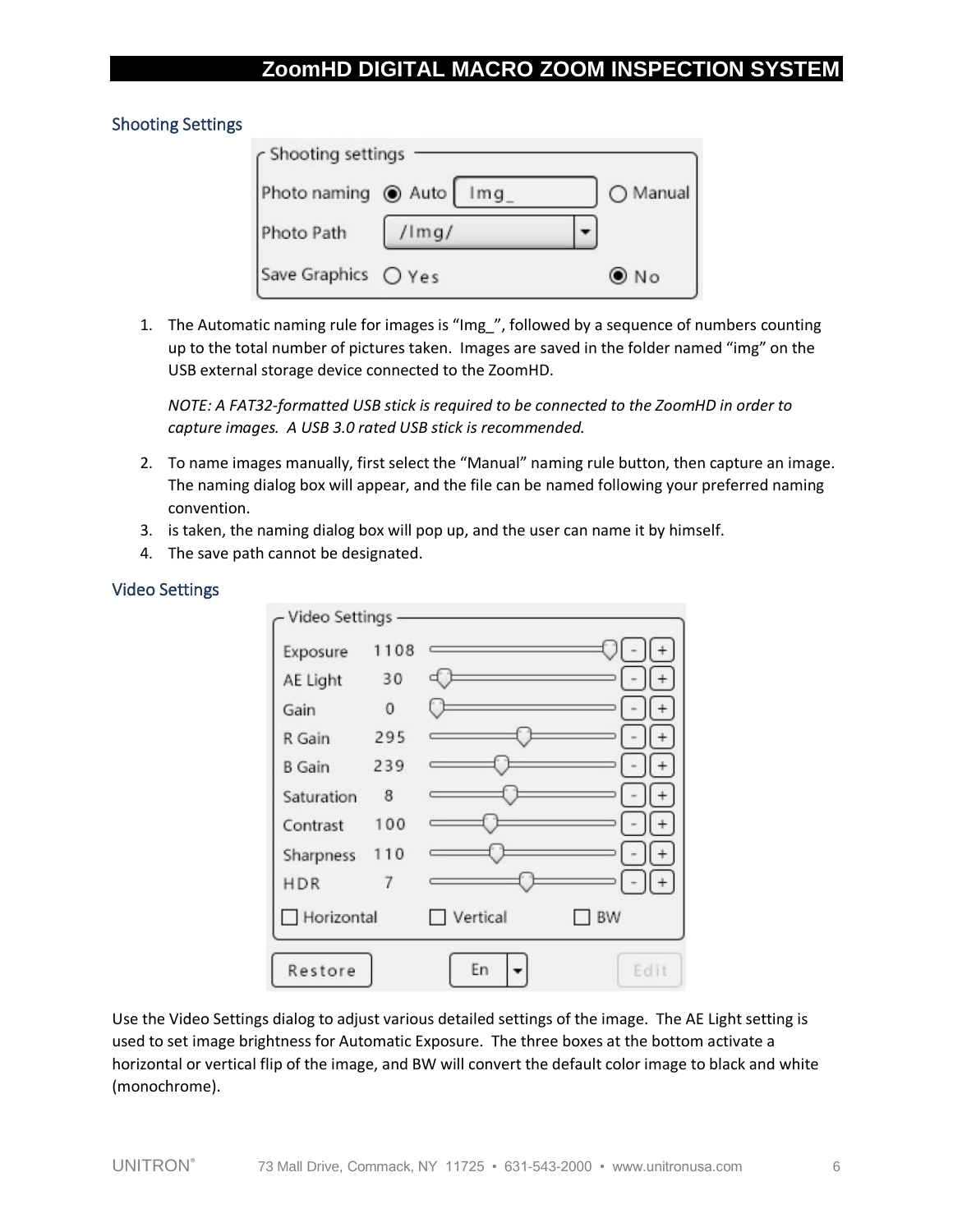## Shooting Settings

1. The Automatic naming rule for images is “Img_”, followed by a sequence of numbers counting up to the total number of pictures taken. Images are saved in the folder named “img” on the USB external storage device connected to the ZoomHD.

   *NOTE: A FAT32-formatted USB stick is required to be connected to the ZoomHD in order to capture images. A USB 3.0 rated USB stick is recommended.*

2. To name images manually, first select the “Manual” naming rule button, then capture an image. The naming dialog box will appear, and the file can be named following your preferred naming convention.
3. is taken, the naming dialog box will pop up, and the user can name it by himself.
4. The save path cannot be designated.

## Video Settings

Use the Video Settings dialog to adjust various detailed settings of the image. The AE Light setting is used to set image brightness for Automatic Exposure. The three boxes at the bottom activate a horizontal or vertical flip of the image, and BW will convert the default color image to black and white (monochrome).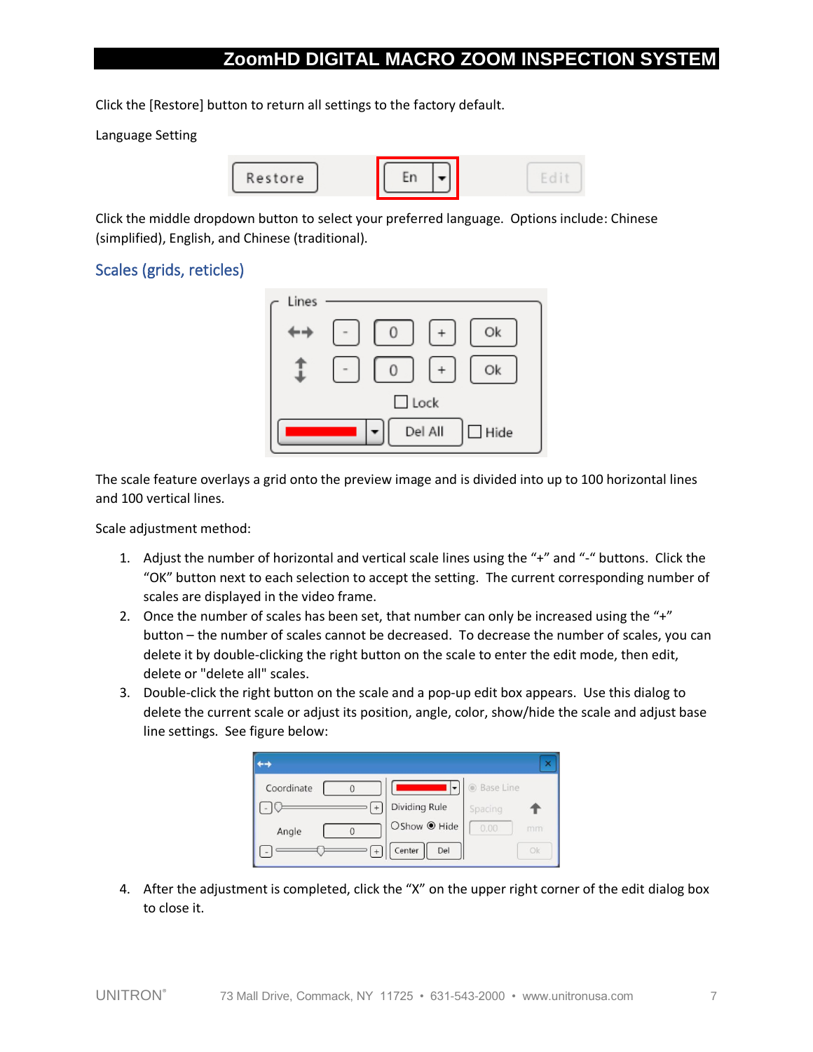Click the [Restore] button to return all settings to the factory default.

Language Setting

Click the middle dropdown button to select your preferred language. Options include: Chinese (simplified), English, and Chinese (traditional).

## Scales (grids, reticles)

The scale feature overlays a grid onto the preview image and is divided into up to 100 horizontal lines and 100 vertical lines.

Scale adjustment method:

1. Adjust the number of horizontal and vertical scale lines using the "+" and "-" buttons. Click the "OK" button next to each selection to accept the setting. The current corresponding number of scales are displayed in the video frame.
2. Once the number of scales has been set, that number can only be increased using the "+" button – the number of scales cannot be decreased. To decrease the number of scales, you can delete it by double-clicking the right button on the scale to enter the edit mode, then edit, delete or "delete all" scales.
3. Double-click the right button on the scale and a pop-up edit box appears. Use this dialog to delete the current scale or adjust its position, angle, color, show/hide the scale and adjust base line settings. See figure below:
4. After the adjustment is completed, click the "X" on the upper right corner of the edit dialog box to close it.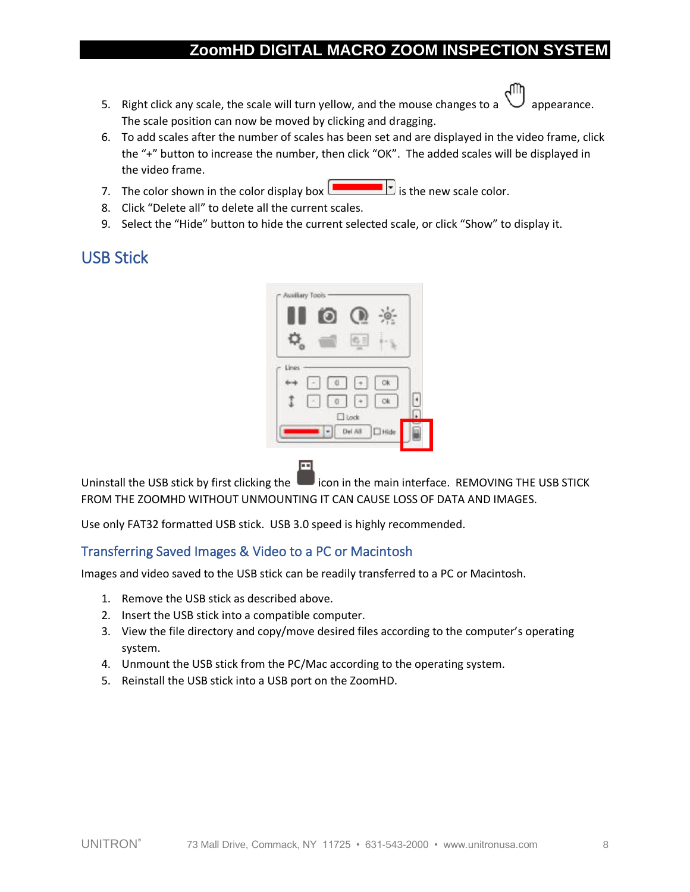5. Right click any scale, the scale will turn yellow, and the mouse changes to a appearance. The scale position can now be moved by clicking and dragging.
6. To add scales after the number of scales has been set and are displayed in the video frame, click the "+" button to increase the number, then click "OK". The added scales will be displayed in the video frame.
7. The color shown in the color display box is the new scale color.
8. Click "Delete all" to delete all the current scales.
9. Select the "Hide" button to hide the current selected scale, or click "Show" to display it.

## USB Stick

Uninstall the USB stick by first clicking the icon in the main interface. REMOVING THE USB STICK FROM THE ZOOMHD WITHOUT UNMOUNTING IT CAN CAUSE LOSS OF DATA AND IMAGES.

Use only FAT32 formatted USB stick. USB 3.0 speed is highly recommended.

### Transferring Saved Images & Video to a PC or Macintosh

Images and video saved to the USB stick can be readily transferred to a PC or Macintosh.

1. Remove the USB stick as described above.
2. Insert the USB stick into a compatible computer.
3. View the file directory and copy/move desired files according to the computer's operating system.
4. Unmount the USB stick from the PC/Mac according to the operating system.
5. Reinstall the USB stick into a USB port on the ZoomHD.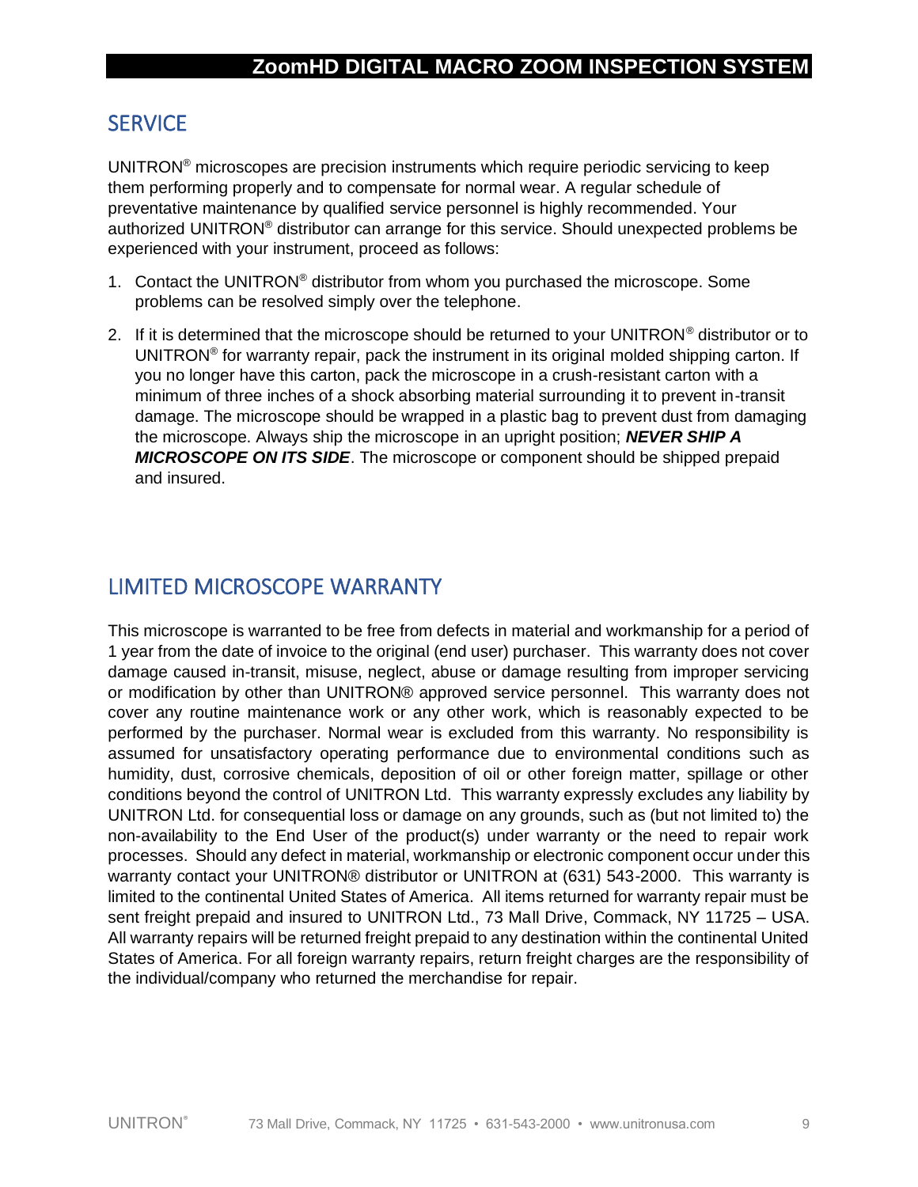## SERVICE

UNITRON® microscopes are precision instruments which require periodic servicing to keep them performing properly and to compensate for normal wear. A regular schedule of preventative maintenance by qualified service personnel is highly recommended. Your authorized UNITRON® distributor can arrange for this service. Should unexpected problems be experienced with your instrument, proceed as follows:

1. Contact the UNITRON® distributor from whom you purchased the microscope. Some problems can be resolved simply over the telephone.
2. If it is determined that the microscope should be returned to your UNITRON® distributor or to UNITRON® for warranty repair, pack the instrument in its original molded shipping carton. If you no longer have this carton, pack the microscope in a crush-resistant carton with a minimum of three inches of a shock absorbing material surrounding it to prevent in-transit damage. The microscope should be wrapped in a plastic bag to prevent dust from damaging the microscope. Always ship the microscope in an upright position; ***NEVER SHIP A MICROSCOPE ON ITS SIDE***. The microscope or component should be shipped prepaid and insured.

## LIMITED MICROSCOPE WARRANTY

This microscope is warranted to be free from defects in material and workmanship for a period of 1 year from the date of invoice to the original (end user) purchaser. This warranty does not cover damage caused in-transit, misuse, neglect, abuse or damage resulting from improper servicing or modification by other than UNITRON® approved service personnel. This warranty does not cover any routine maintenance work or any other work, which is reasonably expected to be performed by the purchaser. Normal wear is excluded from this warranty. No responsibility is assumed for unsatisfactory operating performance due to environmental conditions such as humidity, dust, corrosive chemicals, deposition of oil or other foreign matter, spillage or other conditions beyond the control of UNITRON Ltd. This warranty expressly excludes any liability by UNITRON Ltd. for consequential loss or damage on any grounds, such as (but not limited to) the non-availability to the End User of the product(s) under warranty or the need to repair work processes. Should any defect in material, workmanship or electronic component occur under this warranty contact your UNITRON® distributor or UNITRON at (631) 543-2000. This warranty is limited to the continental United States of America. All items returned for warranty repair must be sent freight prepaid and insured to UNITRON Ltd., 73 Mall Drive, Commack, NY 11725 – USA. All warranty repairs will be returned freight prepaid to any destination within the continental United States of America. For all foreign warranty repairs, return freight charges are the responsibility of the individual/company who returned the merchandise for repair.